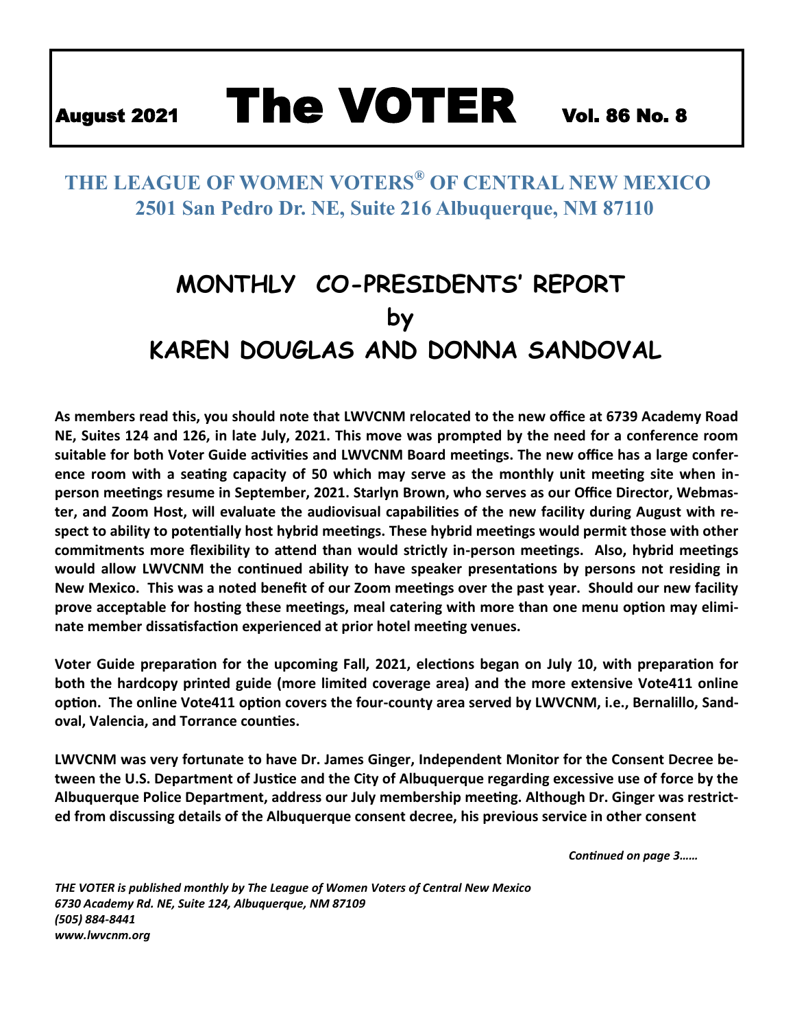# August 2021 The VOTER Vol. 86 No. 8

## THE LEAGUE OF WOMEN VOTERS® OF CENTRAL NEW MEXICO
## 2501 San Pedro Dr. NE, Suite 216 Albuquerque, NM 87110

# MONTHLY CO-PRESIDENTS' REPORT by KAREN DOUGLAS AND DONNA SANDOVAL

**As members read this, you should note that LWVCNM relocated to the new office at 6739 Academy Road NE, Suites 124 and 126, in late July, 2021. This move was prompted by the need for a conference room suitable for both Voter Guide activities and LWVCNM Board meetings. The new office has a large conference room with a seating capacity of 50 which may serve as the monthly unit meeting site when in-person meetings resume in September, 2021. Starlyn Brown, who serves as our Office Director, Webmaster, and Zoom Host, will evaluate the audiovisual capabilities of the new facility during August with respect to ability to potentially host hybrid meetings. These hybrid meetings would permit those with other commitments more flexibility to attend than would strictly in-person meetings. Also, hybrid meetings would allow LWVCNM the continued ability to have speaker presentations by persons not residing in New Mexico. This was a noted benefit of our Zoom meetings over the past year. Should our new facility prove acceptable for hosting these meetings, meal catering with more than one menu option may eliminate member dissatisfaction experienced at prior hotel meeting venues.**

**Voter Guide preparation for the upcoming Fall, 2021, elections began on July 10, with preparation for both the hardcopy printed guide (more limited coverage area) and the more extensive Vote411 online option. The online Vote411 option covers the four-county area served by LWVCNM, i.e., Bernalillo, Sandoval, Valencia, and Torrance counties.**

**LWVCNM was very fortunate to have Dr. James Ginger, Independent Monitor for the Consent Decree between the U.S. Department of Justice and the City of Albuquerque regarding excessive use of force by the Albuquerque Police Department, address our July membership meeting. Although Dr. Ginger was restricted from discussing details of the Albuquerque consent decree, his previous service in other consent**

*Continued on page 3……*

*THE VOTER is published monthly by The League of Women Voters of Central New Mexico*
*6730 Academy Rd. NE, Suite 124, Albuquerque, NM 87109*
*(505) 884-8441*
*www.lwvcnm.org*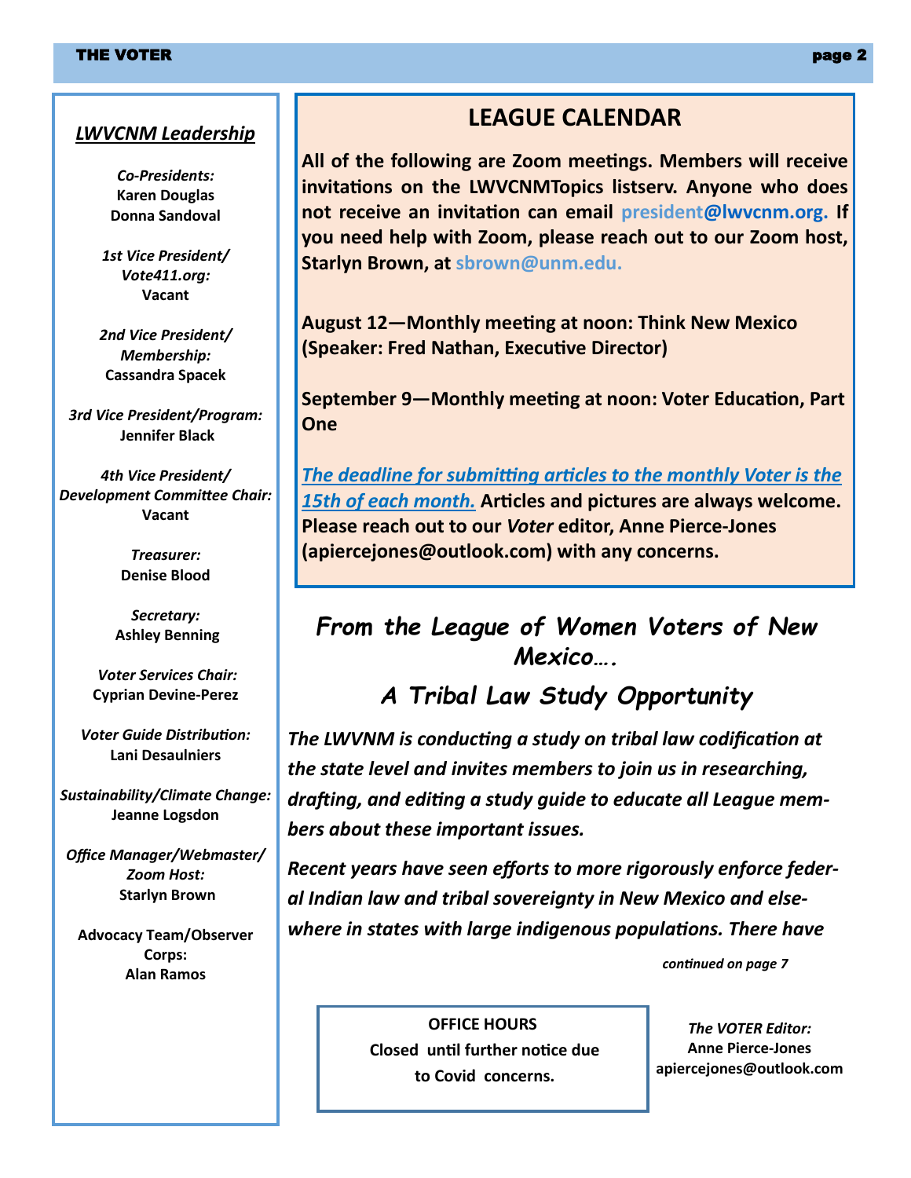## LWVCNM Leadership

*Co-Presidents:*
**Karen Douglas**
**Donna Sandoval**

*1st Vice President/ Vote411.org:*
**Vacant**

*2nd Vice President/ Membership:*
**Cassandra Spacek**

*3rd Vice President/Program:*
**Jennifer Black**

*4th Vice President/ Development Committee Chair:*
**Vacant**

*Treasurer:*
**Denise Blood**

*Secretary:*
**Ashley Benning**

*Voter Services Chair:*
**Cyprian Devine-Perez**

*Voter Guide Distribution:*
**Lani Desaulniers**

*Sustainability/Climate Change:*
**Jeanne Logsdon**

*Office Manager/Webmaster/ Zoom Host:*
**Starlyn Brown**

**Advocacy Team/Observer Corps:**
**Alan Ramos**

## LEAGUE CALENDAR

**All of the following are Zoom meetings. Members will receive invitations on the LWVCNMTopics listserv. Anyone who does not receive an invitation can email president@lwvcnm.org. If you need help with Zoom, please reach out to our Zoom host, Starlyn Brown, at sbrown@unm.edu.**

**August 12—Monthly meeting at noon: Think New Mexico (Speaker: Fred Nathan, Executive Director)**

**September 9—Monthly meeting at noon: Voter Education, Part One**

***The deadline for submitting articles to the monthly Voter is the 15th of each month.*** **Articles and pictures are always welcome. Please reach out to our *Voter* editor, Anne Pierce-Jones (apiercejones@outlook.com) with any concerns.**

## *From the League of Women Voters of New Mexico….*

## *A Tribal Law Study Opportunity*

***The LWVNM is conducting a study on tribal law codification at the state level and invites members to join us in researching, drafting, and editing a study guide to educate all League members about these important issues.***

***Recent years have seen efforts to more rigorously enforce federal Indian law and tribal sovereignty in New Mexico and elsewhere in states with large indigenous populations. There have***

*continued on page 7*

**OFFICE HOURS**
**Closed until further notice due to Covid concerns.**

*The VOTER Editor:*
**Anne Pierce-Jones**
**apiercejones@outlook.com**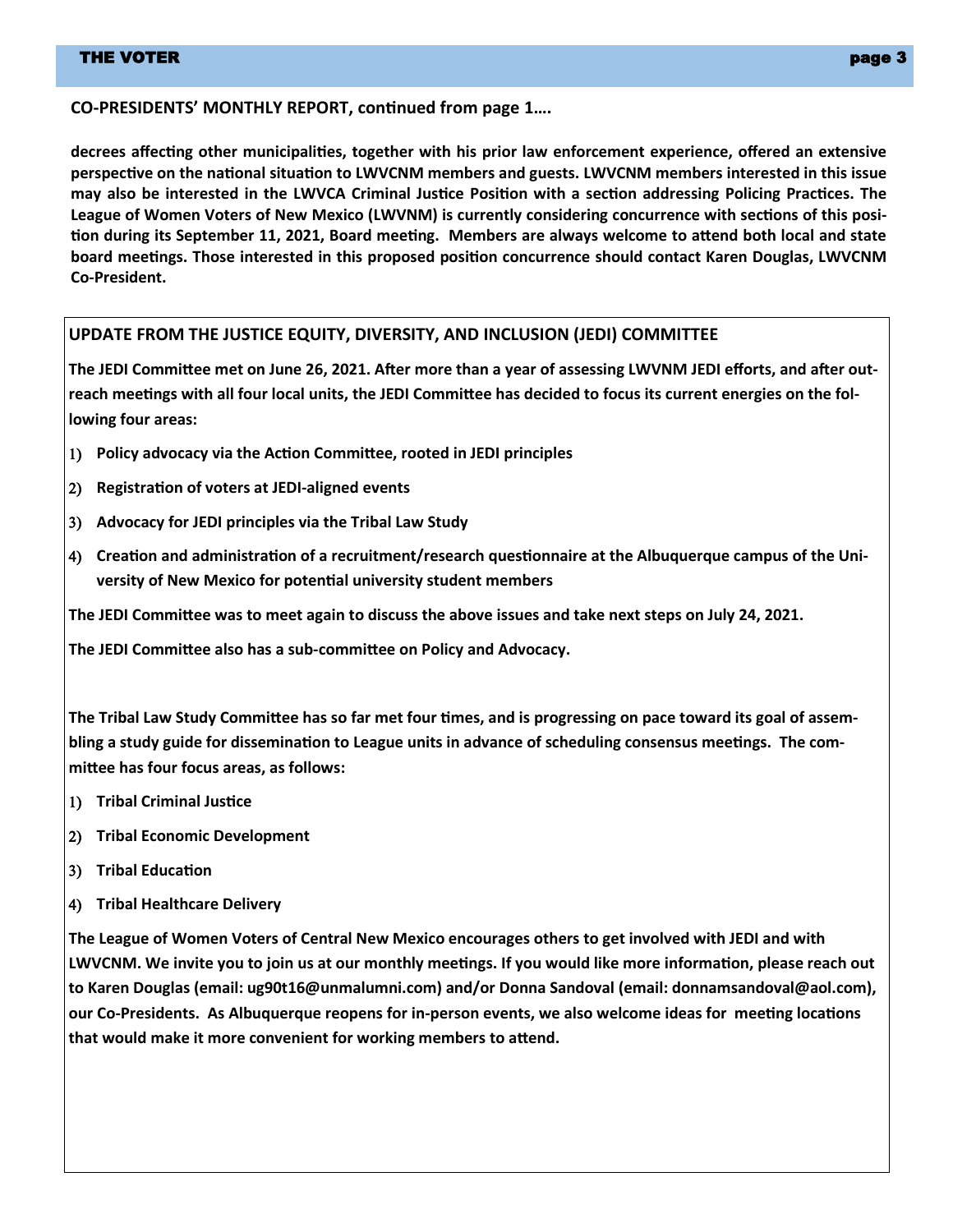**CO-PRESIDENTS' MONTHLY REPORT, continued from page 1….**

**decrees affecting other municipalities, together with his prior law enforcement experience, offered an extensive perspective on the national situation to LWVCNM members and guests. LWVCNM members interested in this issue may also be interested in the LWVCA Criminal Justice Position with a section addressing Policing Practices. The League of Women Voters of New Mexico (LWVNM) is currently considering concurrence with sections of this position during its September 11, 2021, Board meeting. Members are always welcome to attend both local and state board meetings. Those interested in this proposed position concurrence should contact Karen Douglas, LWVCNM Co-President.**

## UPDATE FROM THE JUSTICE EQUITY, DIVERSITY, AND INCLUSION (JEDI) COMMITTEE

**The JEDI Committee met on June 26, 2021. After more than a year of assessing LWVNM JEDI efforts, and after outreach meetings with all four local units, the JEDI Committee has decided to focus its current energies on the following four areas:**

1) **Policy advocacy via the Action Committee, rooted in JEDI principles**
2) **Registration of voters at JEDI-aligned events**
3) **Advocacy for JEDI principles via the Tribal Law Study**
4) **Creation and administration of a recruitment/research questionnaire at the Albuquerque campus of the University of New Mexico for potential university student members**

**The JEDI Committee was to meet again to discuss the above issues and take next steps on July 24, 2021.**

**The JEDI Committee also has a sub-committee on Policy and Advocacy.**

**The Tribal Law Study Committee has so far met four times, and is progressing on pace toward its goal of assembling a study guide for dissemination to League units in advance of scheduling consensus meetings. The committee has four focus areas, as follows:**

1) **Tribal Criminal Justice**
2) **Tribal Economic Development**
3) **Tribal Education**
4) **Tribal Healthcare Delivery**

**The League of Women Voters of Central New Mexico encourages others to get involved with JEDI and with LWVCNM. We invite you to join us at our monthly meetings. If you would like more information, please reach out to Karen Douglas (email: ug90t16@unmalumni.com) and/or Donna Sandoval (email: donnamsandoval@aol.com), our Co-Presidents. As Albuquerque reopens for in-person events, we also welcome ideas for meeting locations that would make it more convenient for working members to attend.**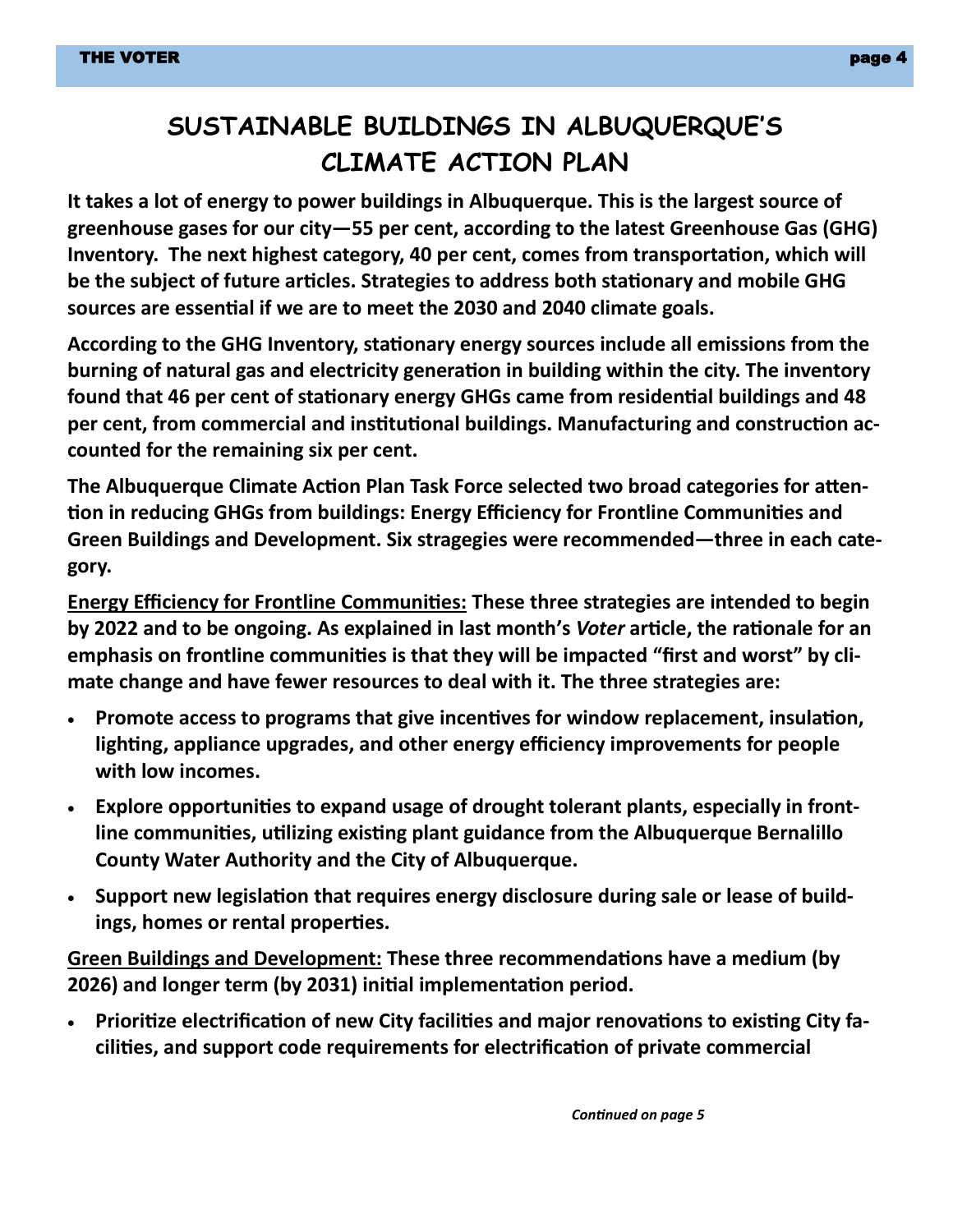# SUSTAINABLE BUILDINGS IN ALBUQUERQUE'S CLIMATE ACTION PLAN

**It takes a lot of energy to power buildings in Albuquerque. This is the largest source of greenhouse gases for our city—55 per cent, according to the latest Greenhouse Gas (GHG) Inventory. The next highest category, 40 per cent, comes from transportation, which will be the subject of future articles. Strategies to address both stationary and mobile GHG sources are essential if we are to meet the 2030 and 2040 climate goals.**

**According to the GHG Inventory, stationary energy sources include all emissions from the burning of natural gas and electricity generation in building within the city. The inventory found that 46 per cent of stationary energy GHGs came from residential buildings and 48 per cent, from commercial and institutional buildings. Manufacturing and construction accounted for the remaining six per cent.**

**The Albuquerque Climate Action Plan Task Force selected two broad categories for attention in reducing GHGs from buildings: Energy Efficiency for Frontline Communities and Green Buildings and Development. Six stragegies were recommended—three in each category.**

**<u>Energy Efficiency for Frontline Communities:</u> These three strategies are intended to begin by 2022 and to be ongoing. As explained in last month's *Voter* article, the rationale for an emphasis on frontline communities is that they will be impacted "first and worst" by climate change and have fewer resources to deal with it. The three strategies are:**

- **Promote access to programs that give incentives for window replacement, insulation, lighting, appliance upgrades, and other energy efficiency improvements for people with low incomes.**
- **Explore opportunities to expand usage of drought tolerant plants, especially in frontline communities, utilizing existing plant guidance from the Albuquerque Bernalillo County Water Authority and the City of Albuquerque.**
- **Support new legislation that requires energy disclosure during sale or lease of buildings, homes or rental properties.**

**<u>Green Buildings and Development:</u> These three recommendations have a medium (by 2026) and longer term (by 2031) initial implementation period.**

- **Prioritize electrification of new City facilities and major renovations to existing City facilities, and support code requirements for electrification of private commercial**

*Continued on page 5*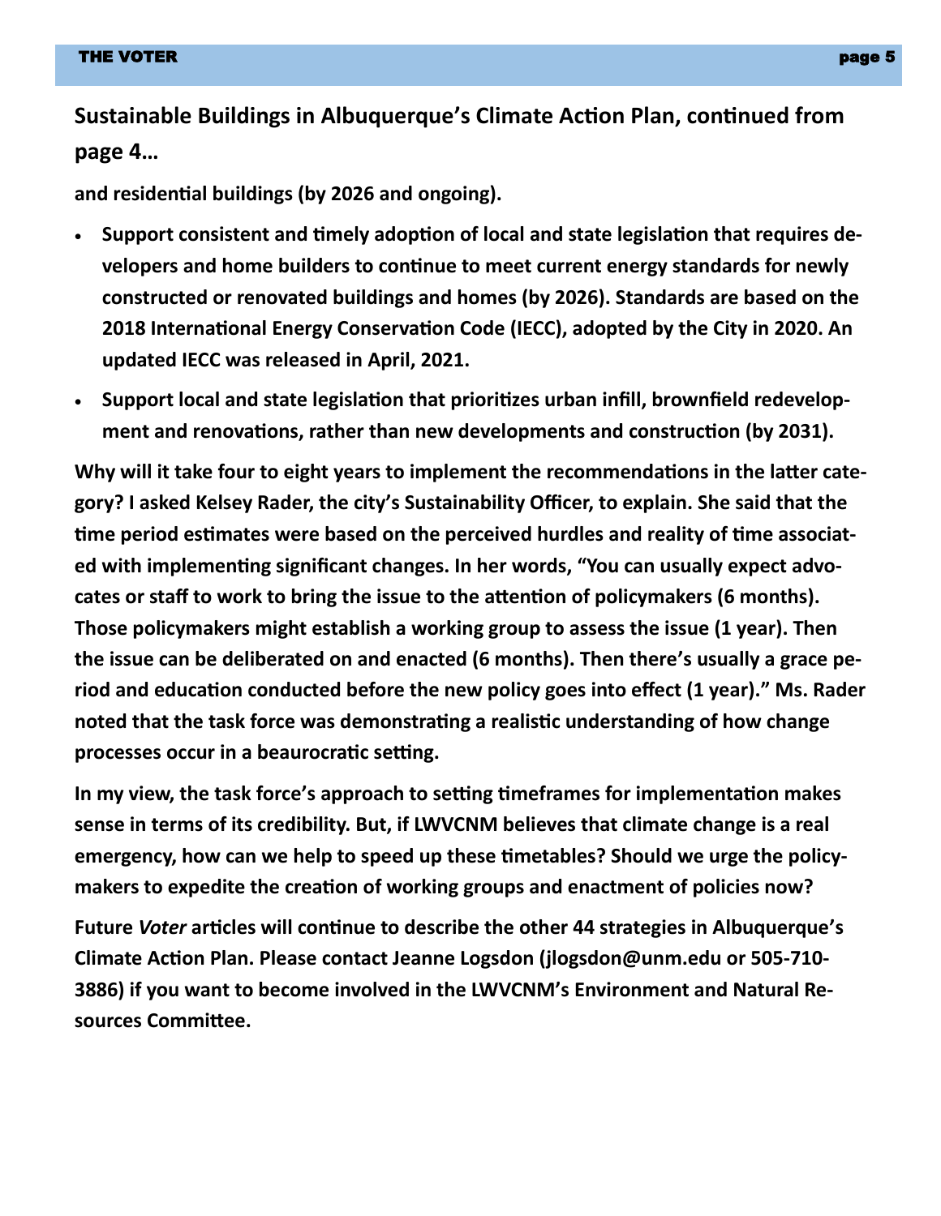## Sustainable Buildings in Albuquerque's Climate Action Plan, continued from page 4…

**and residential buildings (by 2026 and ongoing).**

- **Support consistent and timely adoption of local and state legislation that requires developers and home builders to continue to meet current energy standards for newly constructed or renovated buildings and homes (by 2026). Standards are based on the 2018 International Energy Conservation Code (IECC), adopted by the City in 2020. An updated IECC was released in April, 2021.**
- **Support local and state legislation that prioritizes urban infill, brownfield redevelopment and renovations, rather than new developments and construction (by 2031).**

**Why will it take four to eight years to implement the recommendations in the latter category? I asked Kelsey Rader, the city's Sustainability Officer, to explain. She said that the time period estimates were based on the perceived hurdles and reality of time associated with implementing significant changes. In her words, "You can usually expect advocates or staff to work to bring the issue to the attention of policymakers (6 months). Those policymakers might establish a working group to assess the issue (1 year). Then the issue can be deliberated on and enacted (6 months). Then there's usually a grace period and education conducted before the new policy goes into effect (1 year)." Ms. Rader noted that the task force was demonstrating a realistic understanding of how change processes occur in a beaurocratic setting.**

**In my view, the task force's approach to setting timeframes for implementation makes sense in terms of its credibility. But, if LWVCNM believes that climate change is a real emergency, how can we help to speed up these timetables? Should we urge the policymakers to expedite the creation of working groups and enactment of policies now?**

**Future *Voter* articles will continue to describe the other 44 strategies in Albuquerque's Climate Action Plan. Please contact Jeanne Logsdon (jlogsdon@unm.edu or 505-710-3886) if you want to become involved in the LWVCNM's Environment and Natural Resources Committee.**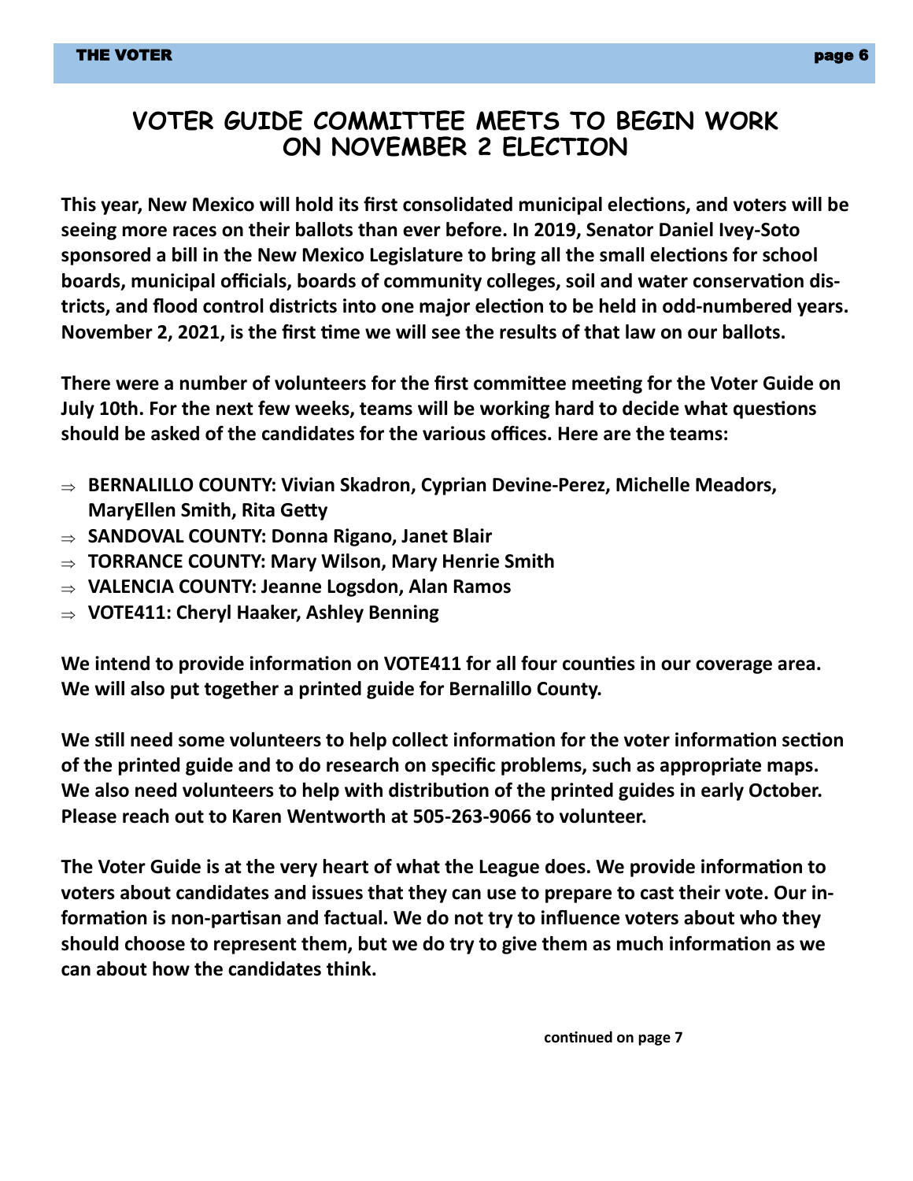# VOTER GUIDE COMMITTEE MEETS TO BEGIN WORK ON NOVEMBER 2 ELECTION

**This year, New Mexico will hold its first consolidated municipal elections, and voters will be seeing more races on their ballots than ever before. In 2019, Senator Daniel Ivey-Soto sponsored a bill in the New Mexico Legislature to bring all the small elections for school boards, municipal officials, boards of community colleges, soil and water conservation districts, and flood control districts into one major election to be held in odd-numbered years. November 2, 2021, is the first time we will see the results of that law on our ballots.**

**There were a number of volunteers for the first committee meeting for the Voter Guide on July 10th. For the next few weeks, teams will be working hard to decide what questions should be asked of the candidates for the various offices. Here are the teams:**

- **BERNALILLO COUNTY: Vivian Skadron, Cyprian Devine-Perez, Michelle Meadors, MaryEllen Smith, Rita Getty**
- **SANDOVAL COUNTY: Donna Rigano, Janet Blair**
- **TORRANCE COUNTY: Mary Wilson, Mary Henrie Smith**
- **VALENCIA COUNTY: Jeanne Logsdon, Alan Ramos**
- **VOTE411: Cheryl Haaker, Ashley Benning**

**We intend to provide information on VOTE411 for all four counties in our coverage area. We will also put together a printed guide for Bernalillo County.**

**We still need some volunteers to help collect information for the voter information section of the printed guide and to do research on specific problems, such as appropriate maps. We also need volunteers to help with distribution of the printed guides in early October. Please reach out to Karen Wentworth at 505-263-9066 to volunteer.**

**The Voter Guide is at the very heart of what the League does. We provide information to voters about candidates and issues that they can use to prepare to cast their vote. Our information is non-partisan and factual. We do not try to influence voters about who they should choose to represent them, but we do try to give them as much information as we can about how the candidates think.**

**continued on page 7**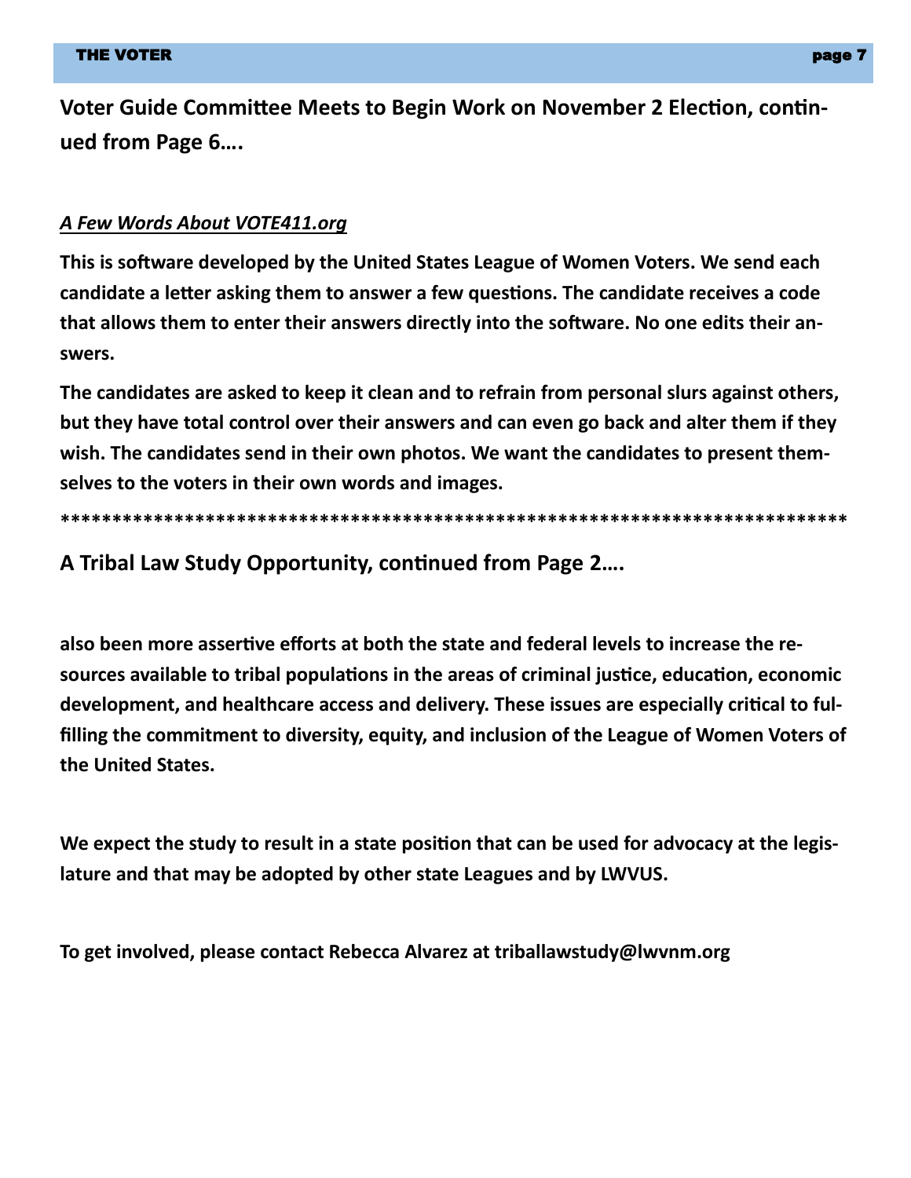## Voter Guide Committee Meets to Begin Work on November 2 Election, continued from Page 6….

***A Few Words About VOTE411.org***

**This is software developed by the United States League of Women Voters. We send each candidate a letter asking them to answer a few questions. The candidate receives a code that allows them to enter their answers directly into the software. No one edits their answers.**

**The candidates are asked to keep it clean and to refrain from personal slurs against others, but they have total control over their answers and can even go back and alter them if they wish. The candidates send in their own photos. We want the candidates to present themselves to the voters in their own words and images.**

**************************************************************************

## A Tribal Law Study Opportunity, continued from Page 2….

**also been more assertive efforts at both the state and federal levels to increase the resources available to tribal populations in the areas of criminal justice, education, economic development, and healthcare access and delivery. These issues are especially critical to fulfilling the commitment to diversity, equity, and inclusion of the League of Women Voters of the United States.**

**We expect the study to result in a state position that can be used for advocacy at the legislature and that may be adopted by other state Leagues and by LWVUS.**

**To get involved, please contact Rebecca Alvarez at triballawstudy@lwvnm.org**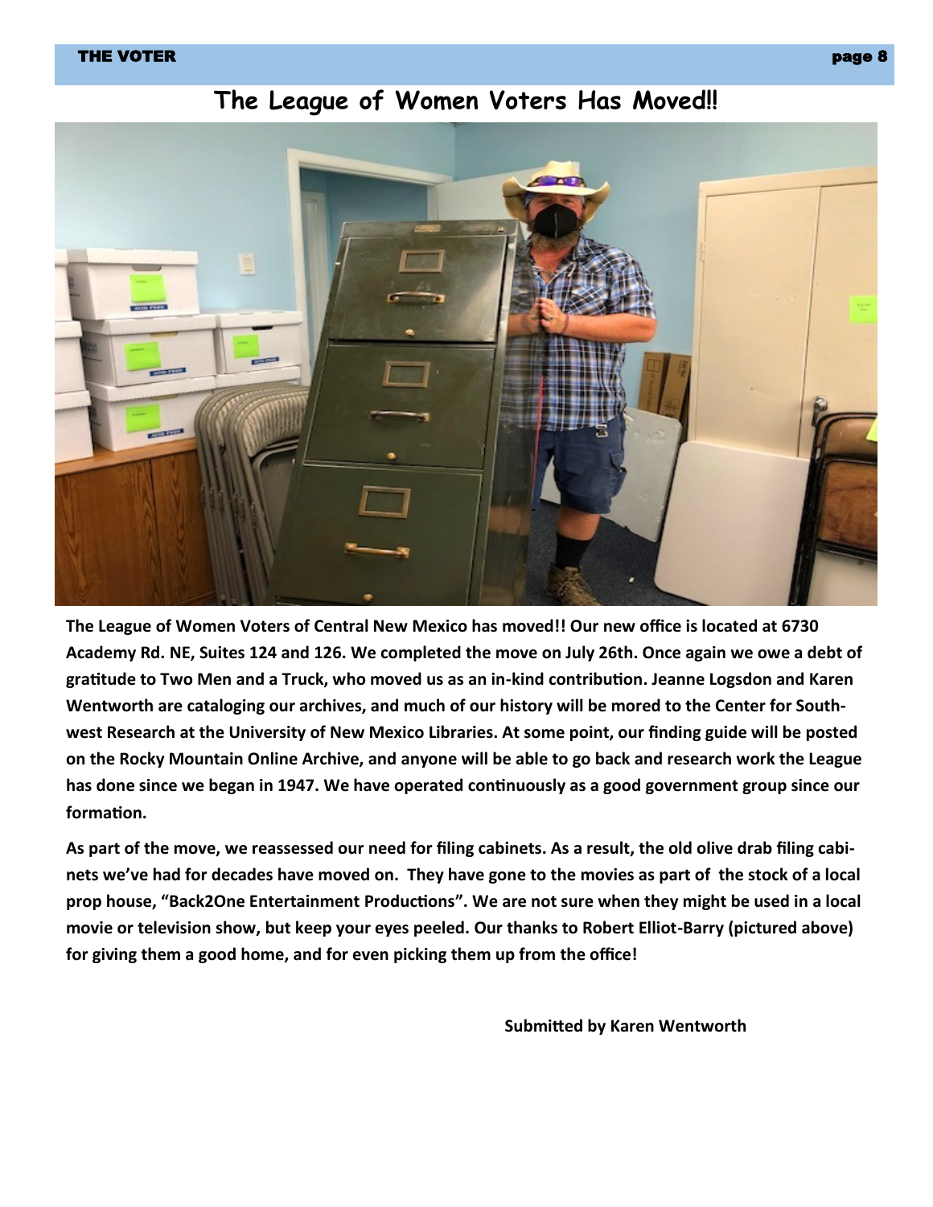## The League of Women Voters Has Moved!!

**The League of Women Voters of Central New Mexico has moved!! Our new office is located at 6730 Academy Rd. NE, Suites 124 and 126. We completed the move on July 26th. Once again we owe a debt of gratitude to Two Men and a Truck, who moved us as an in-kind contribution. Jeanne Logsdon and Karen Wentworth are cataloging our archives, and much of our history will be mored to the Center for Southwest Research at the University of New Mexico Libraries. At some point, our finding guide will be posted on the Rocky Mountain Online Archive, and anyone will be able to go back and research work the League has done since we began in 1947. We have operated continuously as a good government group since our formation.**

**As part of the move, we reassessed our need for filing cabinets. As a result, the old olive drab filing cabinets we've had for decades have moved on. They have gone to the movies as part of the stock of a local prop house, "Back2One Entertainment Productions". We are not sure when they might be used in a local movie or television show, but keep your eyes peeled. Our thanks to Robert Elliot-Barry (pictured above) for giving them a good home, and for even picking them up from the office!**

**Submitted by Karen Wentworth**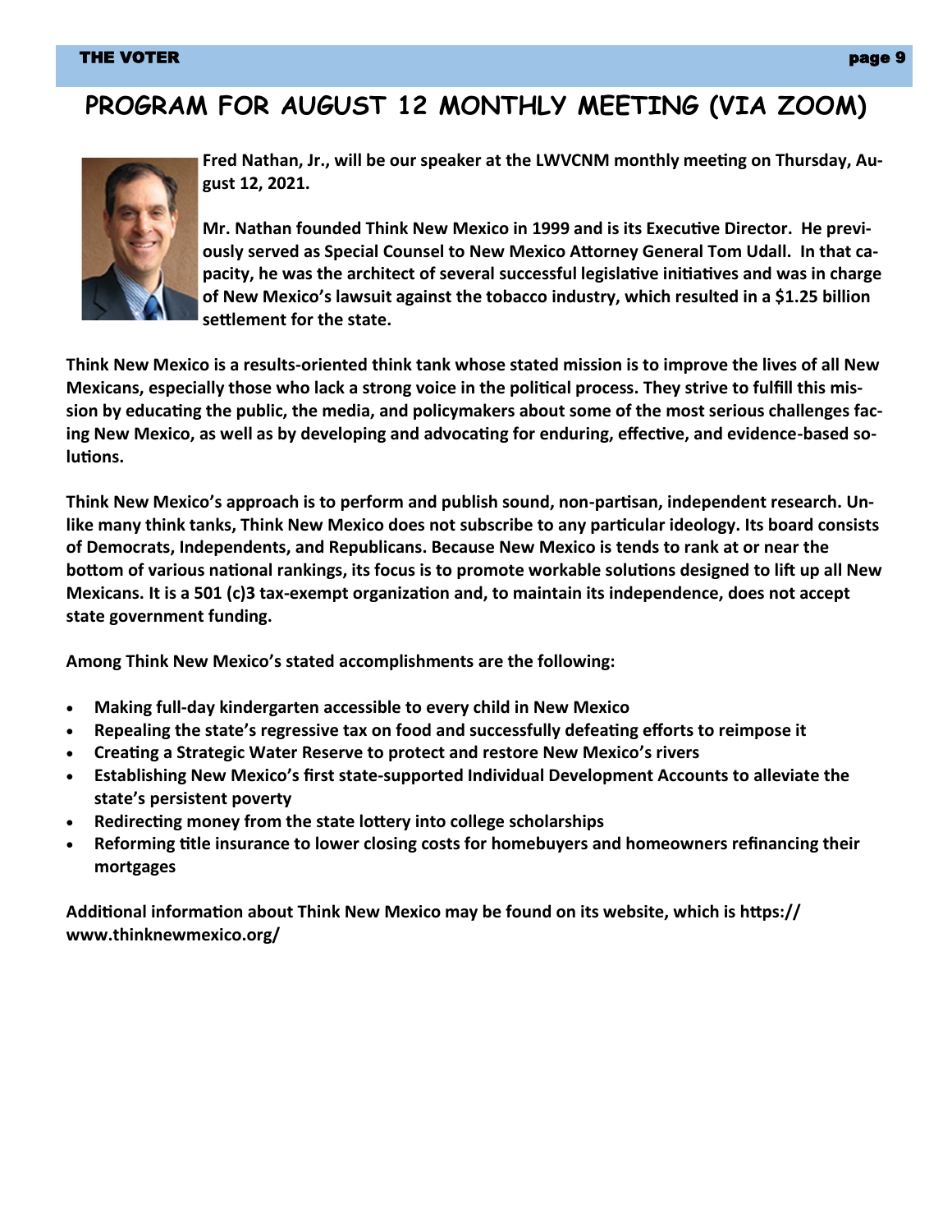# PROGRAM FOR AUGUST 12 MONTHLY MEETING (VIA ZOOM)

**Fred Nathan, Jr., will be our speaker at the LWVCNM monthly meeting on Thursday, August 12, 2021.**

**Mr. Nathan founded Think New Mexico in 1999 and is its Executive Director. He previously served as Special Counsel to New Mexico Attorney General Tom Udall. In that capacity, he was the architect of several successful legislative initiatives and was in charge of New Mexico's lawsuit against the tobacco industry, which resulted in a $1.25 billion settlement for the state.**

**Think New Mexico is a results-oriented think tank whose stated mission is to improve the lives of all New Mexicans, especially those who lack a strong voice in the political process. They strive to fulfill this mission by educating the public, the media, and policymakers about some of the most serious challenges facing New Mexico, as well as by developing and advocating for enduring, effective, and evidence-based solutions.**

**Think New Mexico's approach is to perform and publish sound, non-partisan, independent research. Unlike many think tanks, Think New Mexico does not subscribe to any particular ideology. Its board consists of Democrats, Independents, and Republicans. Because New Mexico is tends to rank at or near the bottom of various national rankings, its focus is to promote workable solutions designed to lift up all New Mexicans. It is a 501 (c)3 tax-exempt organization and, to maintain its independence, does not accept state government funding.**

**Among Think New Mexico's stated accomplishments are the following:**

- **Making full-day kindergarten accessible to every child in New Mexico**
- **Repealing the state's regressive tax on food and successfully defeating efforts to reimpose it**
- **Creating a Strategic Water Reserve to protect and restore New Mexico's rivers**
- **Establishing New Mexico's first state-supported Individual Development Accounts to alleviate the state's persistent poverty**
- **Redirecting money from the state lottery into college scholarships**
- **Reforming title insurance to lower closing costs for homebuyers and homeowners refinancing their mortgages**

**Additional information about Think New Mexico may be found on its website, which is https://www.thinknewmexico.org/**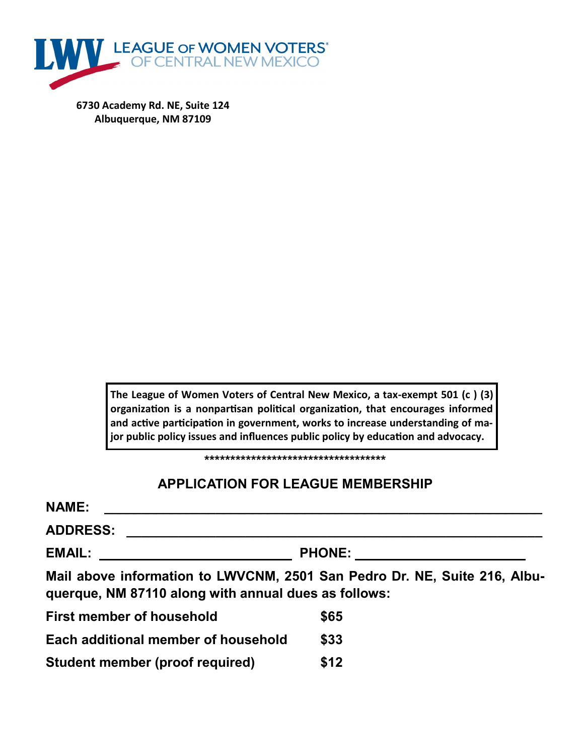LWV LEAGUE OF WOMEN VOTERS®
OF CENTRAL NEW MEXICO

**6730 Academy Rd. NE, Suite 124**
**Albuquerque, NM 87109**

**The League of Women Voters of Central New Mexico, a tax-exempt 501 (c ) (3) organization is a nonpartisan political organization, that encourages informed and active participation in government, works to increase understanding of major public policy issues and influences public policy by education and advocacy.**

***********************************

## APPLICATION FOR LEAGUE MEMBERSHIP

**NAME:** ________________________________________________

**ADDRESS:** ______________________________________________

**EMAIL:** _________________________ **PHONE:** ____________________

**Mail above information to LWVCNM, 2501 San Pedro Dr. NE, Suite 216, Albuquerque, NM 87110 along with annual dues as follows:**

| | |
|---|---|
| **First member of household** | **$65** |
| **Each additional member of household** | **$33** |
| **Student member (proof required)** | **$12** |